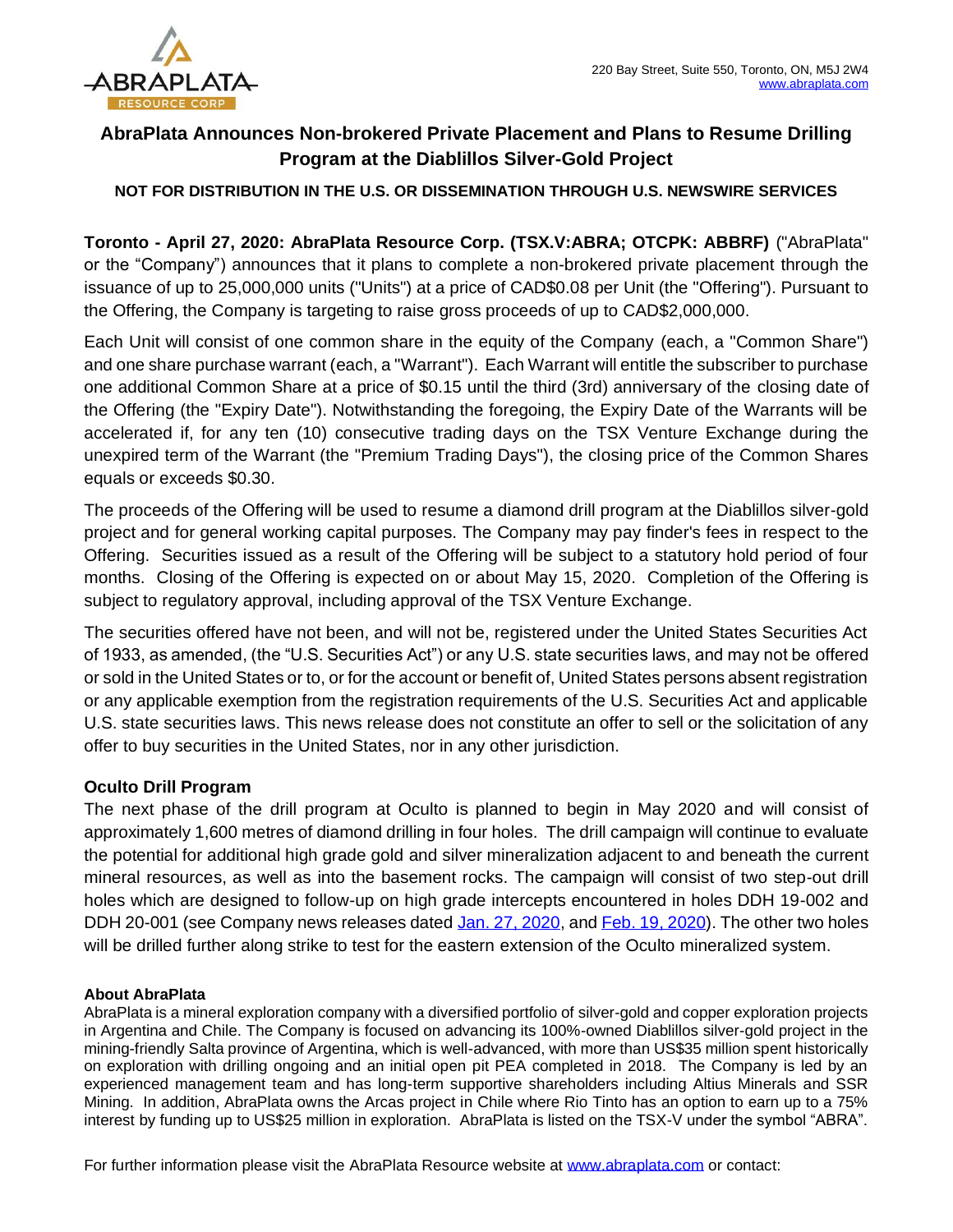220 Bay Street, Suite 550, Toronto, ON, M5J 2W4
www.abraplata.com

# AbraPlata Announces Non-brokered Private Placement and Plans to Resume Drilling Program at the Diablillos Silver-Gold Project

**NOT FOR DISTRIBUTION IN THE U.S. OR DISSEMINATION THROUGH U.S. NEWSWIRE SERVICES**

**Toronto - April 27, 2020: AbraPlata Resource Corp. (TSX.V:ABRA; OTCPK: ABBRF)** ("AbraPlata" or the "Company") announces that it plans to complete a non-brokered private placement through the issuance of up to 25,000,000 units ("Units") at a price of CAD$0.08 per Unit (the "Offering"). Pursuant to the Offering, the Company is targeting to raise gross proceeds of up to CAD$2,000,000.

Each Unit will consist of one common share in the equity of the Company (each, a "Common Share") and one share purchase warrant (each, a "Warrant"). Each Warrant will entitle the subscriber to purchase one additional Common Share at a price of $0.15 until the third (3rd) anniversary of the closing date of the Offering (the "Expiry Date"). Notwithstanding the foregoing, the Expiry Date of the Warrants will be accelerated if, for any ten (10) consecutive trading days on the TSX Venture Exchange during the unexpired term of the Warrant (the "Premium Trading Days"), the closing price of the Common Shares equals or exceeds $0.30.

The proceeds of the Offering will be used to resume a diamond drill program at the Diablillos silver-gold project and for general working capital purposes. The Company may pay finder's fees in respect to the Offering. Securities issued as a result of the Offering will be subject to a statutory hold period of four months. Closing of the Offering is expected on or about May 15, 2020. Completion of the Offering is subject to regulatory approval, including approval of the TSX Venture Exchange.

The securities offered have not been, and will not be, registered under the United States Securities Act of 1933, as amended, (the "U.S. Securities Act") or any U.S. state securities laws, and may not be offered or sold in the United States or to, or for the account or benefit of, United States persons absent registration or any applicable exemption from the registration requirements of the U.S. Securities Act and applicable U.S. state securities laws. This news release does not constitute an offer to sell or the solicitation of any offer to buy securities in the United States, nor in any other jurisdiction.

## Oculto Drill Program

The next phase of the drill program at Oculto is planned to begin in May 2020 and will consist of approximately 1,600 metres of diamond drilling in four holes. The drill campaign will continue to evaluate the potential for additional high grade gold and silver mineralization adjacent to and beneath the current mineral resources, as well as into the basement rocks. The campaign will consist of two step-out drill holes which are designed to follow-up on high grade intercepts encountered in holes DDH 19-002 and DDH 20-001 (see Company news releases dated Jan. 27, 2020, and Feb. 19, 2020). The other two holes will be drilled further along strike to test for the eastern extension of the Oculto mineralized system.

### About AbraPlata

AbraPlata is a mineral exploration company with a diversified portfolio of silver-gold and copper exploration projects in Argentina and Chile. The Company is focused on advancing its 100%-owned Diablillos silver-gold project in the mining-friendly Salta province of Argentina, which is well-advanced, with more than US$35 million spent historically on exploration with drilling ongoing and an initial open pit PEA completed in 2018. The Company is led by an experienced management team and has long-term supportive shareholders including Altius Minerals and SSR Mining. In addition, AbraPlata owns the Arcas project in Chile where Rio Tinto has an option to earn up to a 75% interest by funding up to US$25 million in exploration. AbraPlata is listed on the TSX-V under the symbol "ABRA".

For further information please visit the AbraPlata Resource website at www.abraplata.com or contact: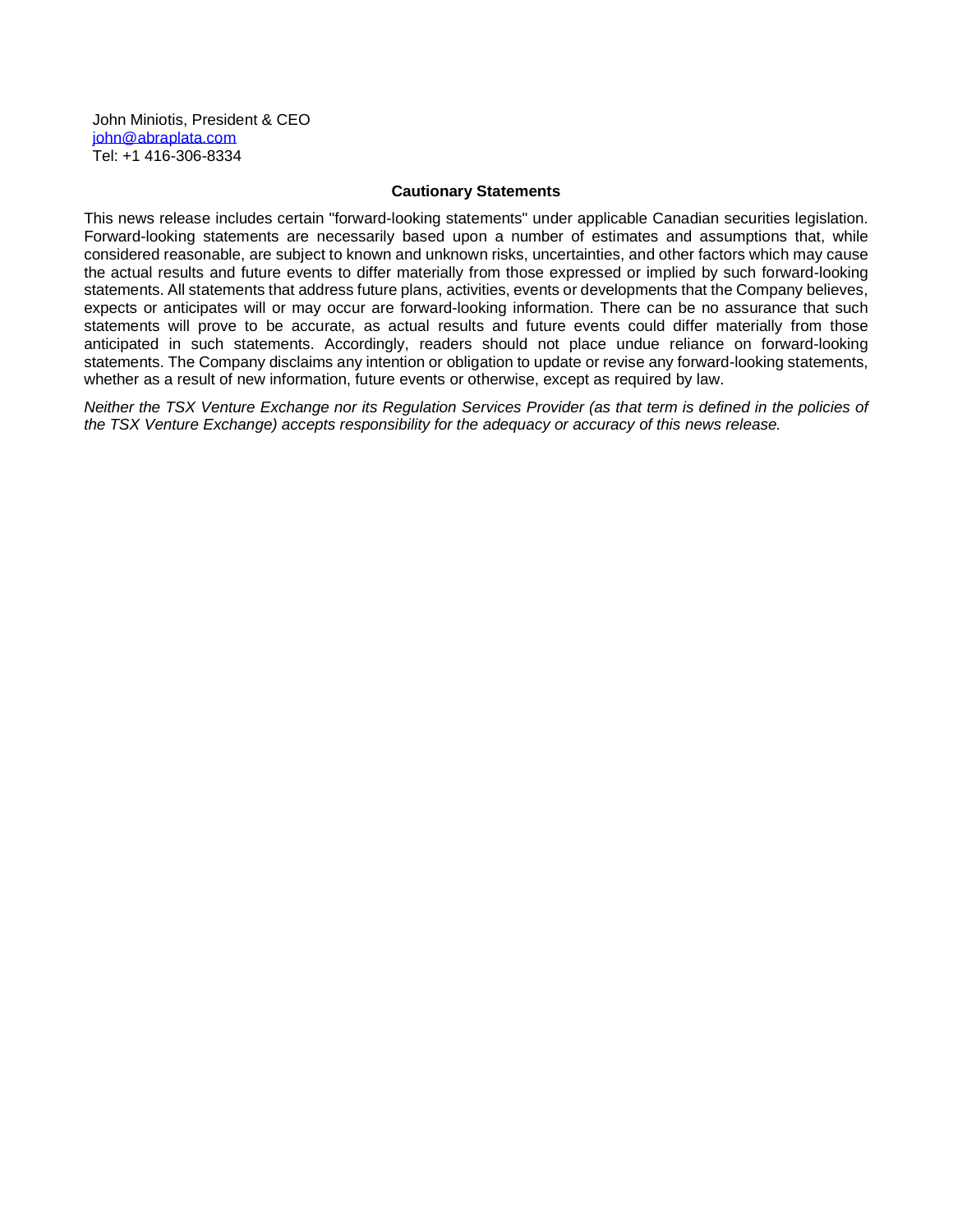John Miniotis, President & CEO
john@abraplata.com
Tel: +1 416-306-8334

**Cautionary Statements**

This news release includes certain "forward-looking statements" under applicable Canadian securities legislation. Forward-looking statements are necessarily based upon a number of estimates and assumptions that, while considered reasonable, are subject to known and unknown risks, uncertainties, and other factors which may cause the actual results and future events to differ materially from those expressed or implied by such forward-looking statements. All statements that address future plans, activities, events or developments that the Company believes, expects or anticipates will or may occur are forward-looking information. There can be no assurance that such statements will prove to be accurate, as actual results and future events could differ materially from those anticipated in such statements. Accordingly, readers should not place undue reliance on forward-looking statements. The Company disclaims any intention or obligation to update or revise any forward-looking statements, whether as a result of new information, future events or otherwise, except as required by law.

*Neither the TSX Venture Exchange nor its Regulation Services Provider (as that term is defined in the policies of the TSX Venture Exchange) accepts responsibility for the adequacy or accuracy of this news release.*